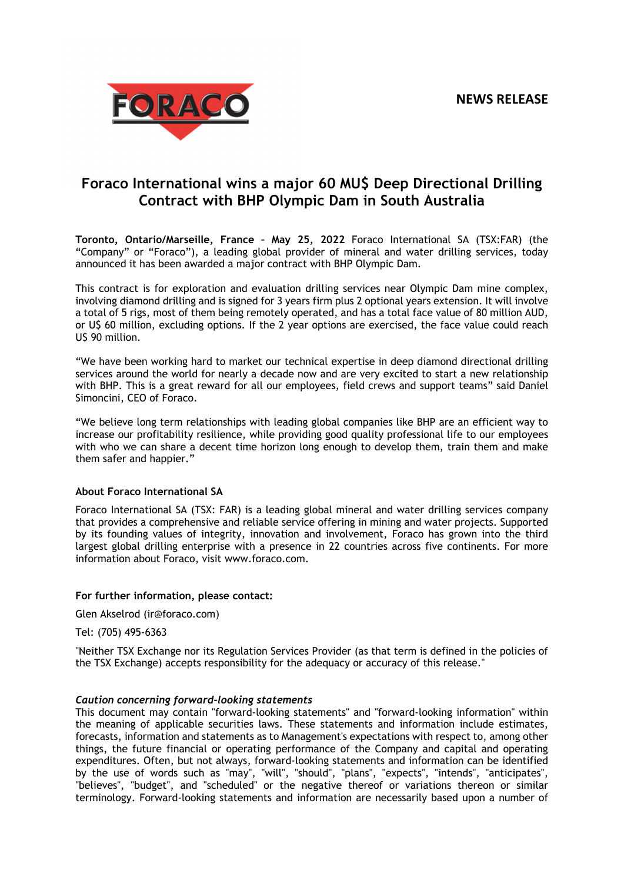NEWS RELEASE

# Foraco International wins a major 60 MU$ Deep Directional Drilling Contract with BHP Olympic Dam in South Australia

**Toronto, Ontario/Marseille, France – May 25, 2022** Foraco International SA (TSX:FAR) (the “Company” or “Foraco”), a leading global provider of mineral and water drilling services, today announced it has been awarded a major contract with BHP Olympic Dam.

This contract is for exploration and evaluation drilling services near Olympic Dam mine complex, involving diamond drilling and is signed for 3 years firm plus 2 optional years extension. It will involve a total of 5 rigs, most of them being remotely operated, and has a total face value of 80 million AUD, or U$ 60 million, excluding options. If the 2 year options are exercised, the face value could reach U$ 90 million.

“We have been working hard to market our technical expertise in deep diamond directional drilling services around the world for nearly a decade now and are very excited to start a new relationship with BHP. This is a great reward for all our employees, field crews and support teams” said Daniel Simoncini, CEO of Foraco.

“We believe long term relationships with leading global companies like BHP are an efficient way to increase our profitability resilience, while providing good quality professional life to our employees with who we can share a decent time horizon long enough to develop them, train them and make them safer and happier.”

**About Foraco International SA**

Foraco International SA (TSX: FAR) is a leading global mineral and water drilling services company that provides a comprehensive and reliable service offering in mining and water projects. Supported by its founding values of integrity, innovation and involvement, Foraco has grown into the third largest global drilling enterprise with a presence in 22 countries across five continents. For more information about Foraco, visit www.foraco.com.

**For further information, please contact:**

Glen Akselrod (ir@foraco.com)

Tel: (705) 495-6363

"Neither TSX Exchange nor its Regulation Services Provider (as that term is defined in the policies of the TSX Exchange) accepts responsibility for the adequacy or accuracy of this release."

***Caution concerning forward-looking statements***

This document may contain "forward-looking statements" and "forward-looking information" within the meaning of applicable securities laws. These statements and information include estimates, forecasts, information and statements as to Management's expectations with respect to, among other things, the future financial or operating performance of the Company and capital and operating expenditures. Often, but not always, forward-looking statements and information can be identified by the use of words such as "may", "will", "should", "plans", "expects", "intends", "anticipates", "believes", "budget", and "scheduled" or the negative thereof or variations thereon or similar terminology. Forward-looking statements and information are necessarily based upon a number of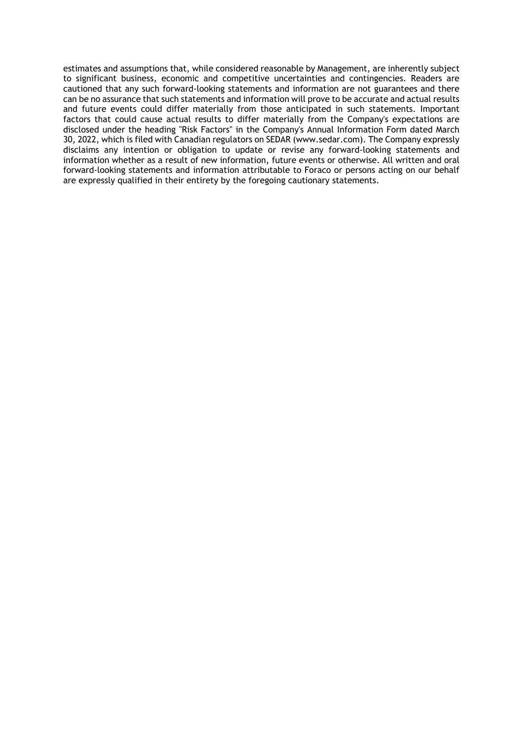estimates and assumptions that, while considered reasonable by Management, are inherently subject to significant business, economic and competitive uncertainties and contingencies. Readers are cautioned that any such forward-looking statements and information are not guarantees and there can be no assurance that such statements and information will prove to be accurate and actual results and future events could differ materially from those anticipated in such statements. Important factors that could cause actual results to differ materially from the Company's expectations are disclosed under the heading "Risk Factors" in the Company's Annual Information Form dated March 30, 2022, which is filed with Canadian regulators on SEDAR (www.sedar.com). The Company expressly disclaims any intention or obligation to update or revise any forward-looking statements and information whether as a result of new information, future events or otherwise. All written and oral forward-looking statements and information attributable to Foraco or persons acting on our behalf are expressly qualified in their entirety by the foregoing cautionary statements.